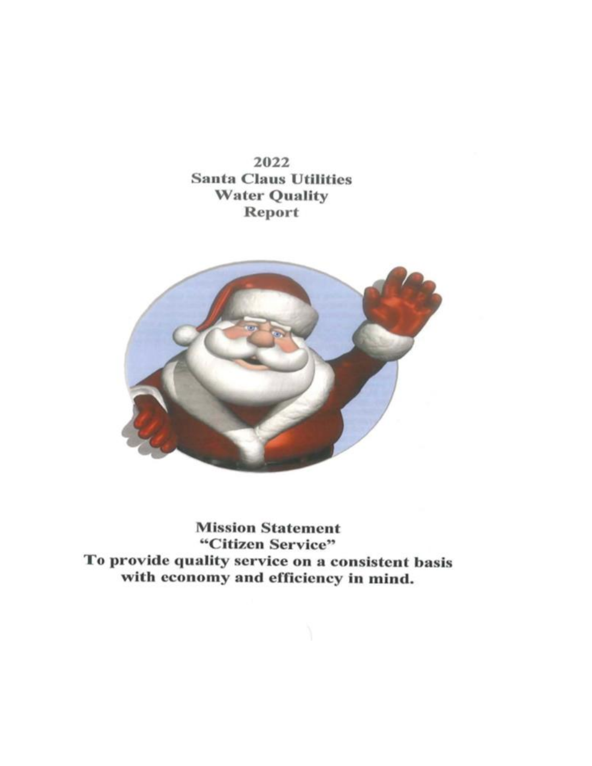# 2022
# Santa Claus Utilities
# Water Quality
# Report

**Mission Statement**
**"Citizen Service"**
**To provide quality service on a consistent basis with economy and efficiency in mind.**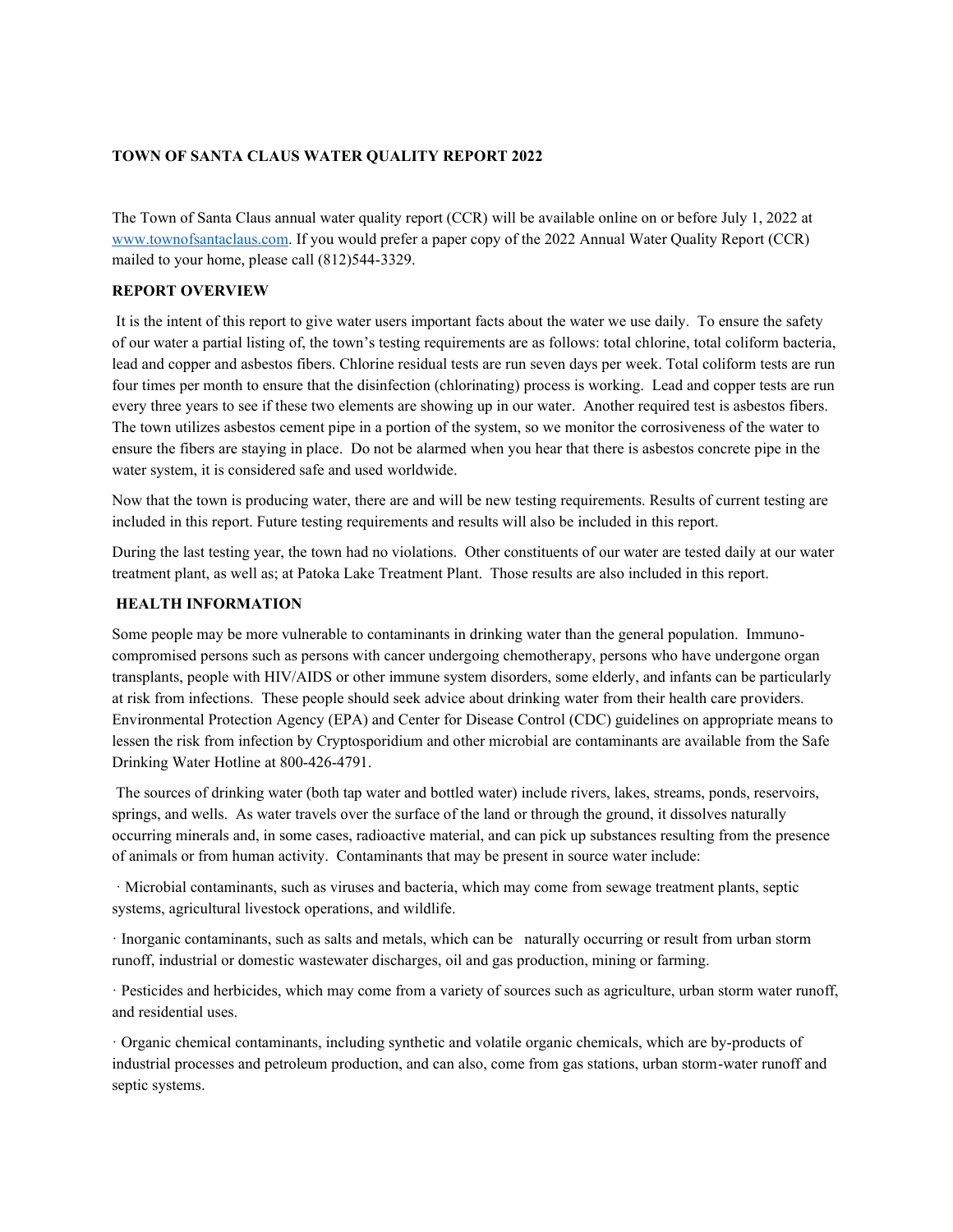**TOWN OF SANTA CLAUS WATER QUALITY REPORT 2022**

The Town of Santa Claus annual water quality report (CCR) will be available online on or before July 1, 2022 at [www.townofsantaclaus.com](http://www.townofsantaclaus.com). If you would prefer a paper copy of the 2022 Annual Water Quality Report (CCR) mailed to your home, please call (812)544-3329.

**REPORT OVERVIEW**

It is the intent of this report to give water users important facts about the water we use daily. To ensure the safety of our water a partial listing of, the town's testing requirements are as follows: total chlorine, total coliform bacteria, lead and copper and asbestos fibers. Chlorine residual tests are run seven days per week. Total coliform tests are run four times per month to ensure that the disinfection (chlorinating) process is working. Lead and copper tests are run every three years to see if these two elements are showing up in our water. Another required test is asbestos fibers. The town utilizes asbestos cement pipe in a portion of the system, so we monitor the corrosiveness of the water to ensure the fibers are staying in place. Do not be alarmed when you hear that there is asbestos concrete pipe in the water system, it is considered safe and used worldwide.

Now that the town is producing water, there are and will be new testing requirements. Results of current testing are included in this report. Future testing requirements and results will also be included in this report.

During the last testing year, the town had no violations. Other constituents of our water are tested daily at our water treatment plant, as well as; at Patoka Lake Treatment Plant. Those results are also included in this report.

**HEALTH INFORMATION**

Some people may be more vulnerable to contaminants in drinking water than the general population. Immuno-compromised persons such as persons with cancer undergoing chemotherapy, persons who have undergone organ transplants, people with HIV/AIDS or other immune system disorders, some elderly, and infants can be particularly at risk from infections. These people should seek advice about drinking water from their health care providers. Environmental Protection Agency (EPA) and Center for Disease Control (CDC) guidelines on appropriate means to lessen the risk from infection by Cryptosporidium and other microbial are contaminants are available from the Safe Drinking Water Hotline at 800-426-4791.

The sources of drinking water (both tap water and bottled water) include rivers, lakes, streams, ponds, reservoirs, springs, and wells. As water travels over the surface of the land or through the ground, it dissolves naturally occurring minerals and, in some cases, radioactive material, and can pick up substances resulting from the presence of animals or from human activity. Contaminants that may be present in source water include:

· Microbial contaminants, such as viruses and bacteria, which may come from sewage treatment plants, septic systems, agricultural livestock operations, and wildlife.

· Inorganic contaminants, such as salts and metals, which can be naturally occurring or result from urban storm runoff, industrial or domestic wastewater discharges, oil and gas production, mining or farming.

· Pesticides and herbicides, which may come from a variety of sources such as agriculture, urban storm water runoff, and residential uses.

· Organic chemical contaminants, including synthetic and volatile organic chemicals, which are by-products of industrial processes and petroleum production, and can also, come from gas stations, urban storm-water runoff and septic systems.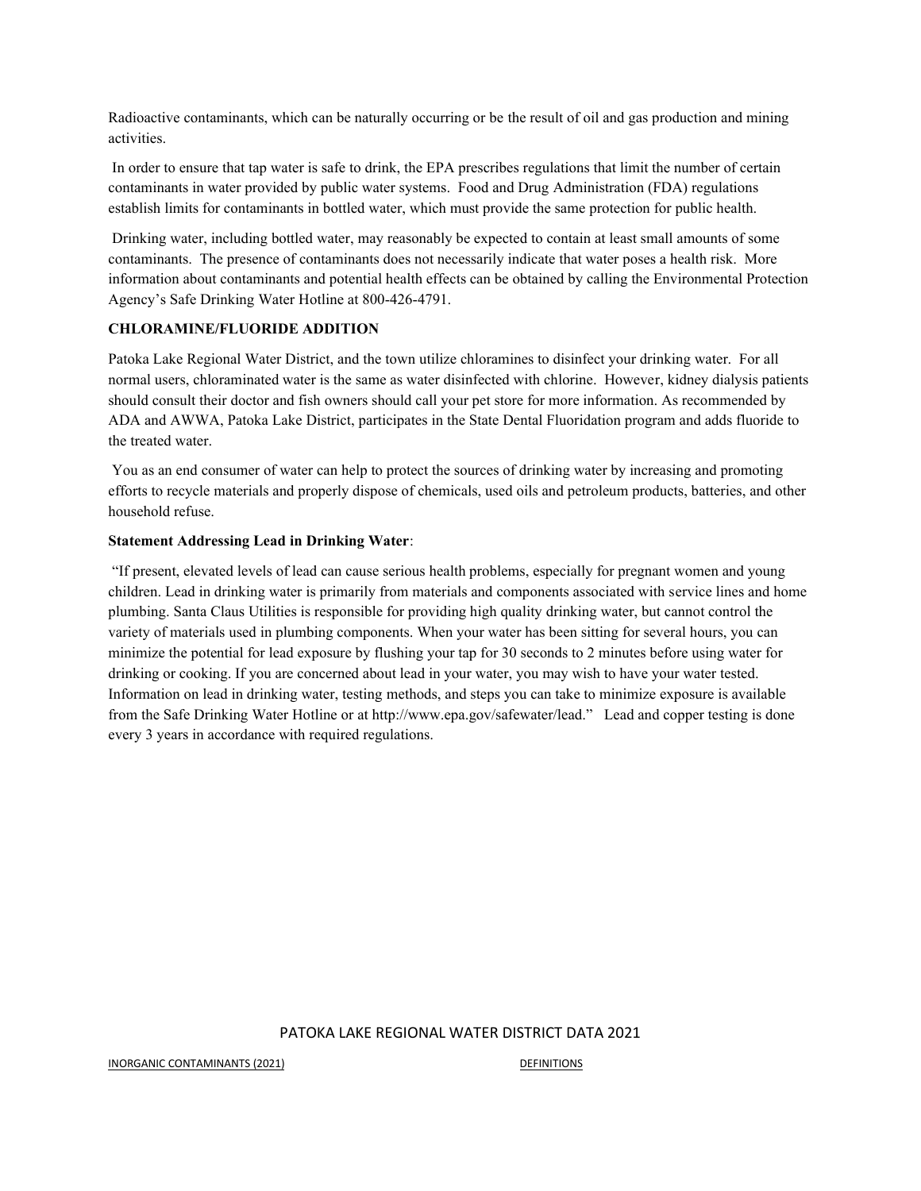Radioactive contaminants, which can be naturally occurring or be the result of oil and gas production and mining activities.

In order to ensure that tap water is safe to drink, the EPA prescribes regulations that limit the number of certain contaminants in water provided by public water systems. Food and Drug Administration (FDA) regulations establish limits for contaminants in bottled water, which must provide the same protection for public health.

Drinking water, including bottled water, may reasonably be expected to contain at least small amounts of some contaminants. The presence of contaminants does not necessarily indicate that water poses a health risk. More information about contaminants and potential health effects can be obtained by calling the Environmental Protection Agency's Safe Drinking Water Hotline at 800-426-4791.

**CHLORAMINE/FLUORIDE ADDITION**

Patoka Lake Regional Water District, and the town utilize chloramines to disinfect your drinking water. For all normal users, chloraminated water is the same as water disinfected with chlorine. However, kidney dialysis patients should consult their doctor and fish owners should call your pet store for more information. As recommended by ADA and AWWA, Patoka Lake District, participates in the State Dental Fluoridation program and adds fluoride to the treated water.

You as an end consumer of water can help to protect the sources of drinking water by increasing and promoting efforts to recycle materials and properly dispose of chemicals, used oils and petroleum products, batteries, and other household refuse.

**Statement Addressing Lead in Drinking Water**:

"If present, elevated levels of lead can cause serious health problems, especially for pregnant women and young children. Lead in drinking water is primarily from materials and components associated with service lines and home plumbing. Santa Claus Utilities is responsible for providing high quality drinking water, but cannot control the variety of materials used in plumbing components. When your water has been sitting for several hours, you can minimize the potential for lead exposure by flushing your tap for 30 seconds to 2 minutes before using water for drinking or cooking. If you are concerned about lead in your water, you may wish to have your water tested. Information on lead in drinking water, testing methods, and steps you can take to minimize exposure is available from the Safe Drinking Water Hotline or at http://www.epa.gov/safewater/lead." Lead and copper testing is done every 3 years in accordance with required regulations.

PATOKA LAKE REGIONAL WATER DISTRICT DATA 2021

INORGANIC CONTAMINANTS (2021)

DEFINITIONS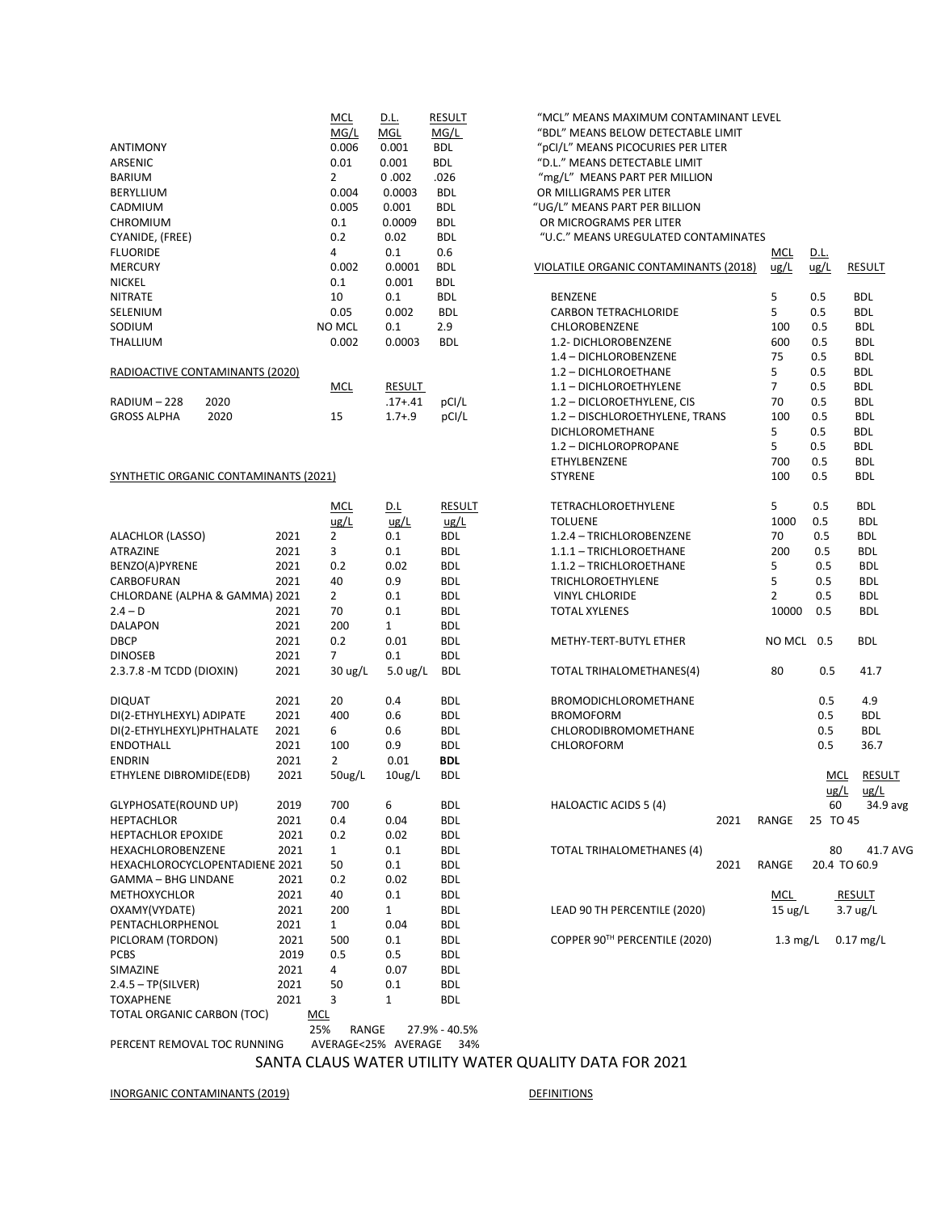# SANTA CLAUS WATER UTILITY WATER QUALITY DATA FOR 2021

## INORGANIC CONTAMINANTS (2019)

| | MCL MG/L | D.L. MGL | RESULT MG/L |
|---|---|---|---|
| ANTIMONY | 0.006 | 0.001 | BDL |
| ARSENIC | 0.01 | 0.001 | BDL |
| BARIUM | 2 | 0 .002 | .026 |
| BERYLLIUM | 0.004 | 0.0003 | BDL |
| CADMIUM | 0.005 | 0.001 | BDL |
| CHROMIUM | 0.1 | 0.0009 | BDL |
| CYANIDE, (FREE) | 0.2 | 0.02 | BDL |
| FLUORIDE | 4 | 0.1 | 0.6 |
| MERCURY | 0.002 | 0.0001 | BDL |
| NICKEL | 0.1 | 0.001 | BDL |
| NITRATE | 10 | 0.1 | BDL |
| SELENIUM | 0.05 | 0.002 | BDL |
| SODIUM | NO MCL | 0.1 | 2.9 |
| THALLIUM | 0.002 | 0.0003 | BDL |

## RADIOACTIVE CONTAMINANTS (2020)

| | | MCL | RESULT | |
|---|---|---|---|---|
| RADIUM – 228 | 2020 | | .17+.41 | pCI/L |
| GROSS ALPHA | 2020 | 15 | 1.7+.9 | pCI/L |

## SYNTHETIC ORGANIC CONTAMINANTS (2021)

| | | MCL ug/L | D.L ug/L | RESULT ug/L |
|---|---|---|---|---|
| ALACHLOR (LASSO) | 2021 | 2 | 0.1 | BDL |
| ATRAZINE | 2021 | 3 | 0.1 | BDL |
| BENZO(A)PYRENE | 2021 | 0.2 | 0.02 | BDL |
| CARBOFURAN | 2021 | 40 | 0.9 | BDL |
| CHLORDANE (ALPHA & GAMMA) | 2021 | 2 | 0.1 | BDL |
| 2.4 – D | 2021 | 70 | 0.1 | BDL |
| DALAPON | 2021 | 200 | 1 | BDL |
| DBCP | 2021 | 0.2 | 0.01 | BDL |
| DINOSEB | 2021 | 7 | 0.1 | BDL |
| 2.3.7.8 -M TCDD (DIOXIN) | 2021 | 30 ug/L | 5.0 ug/L | BDL |
| DIQUAT | 2021 | 20 | 0.4 | BDL |
| DI(2-ETHYLHEXYL) ADIPATE | 2021 | 400 | 0.6 | BDL |
| DI(2-ETHYLHEXYL)PHTHALATE | 2021 | 6 | 0.6 | BDL |
| ENDOTHALL | 2021 | 100 | 0.9 | BDL |
| ENDRIN | 2021 | 2 | 0.01 | **BDL** |
| ETHYLENE DIBROMIDE(EDB) | 2021 | 50ug/L | 10ug/L | BDL |
| GLYPHOSATE(ROUND UP) | 2019 | 700 | 6 | BDL |
| HEPTACHLOR | 2021 | 0.4 | 0.04 | BDL |
| HEPTACHLOR EPOXIDE | 2021 | 0.2 | 0.02 | BDL |
| HEXACHLOROBENZENE | 2021 | 1 | 0.1 | BDL |
| HEXACHLOROCYCLOPENTADIENE | 2021 | 50 | 0.1 | BDL |
| GAMMA – BHG LINDANE | 2021 | 0.2 | 0.02 | BDL |
| METHOXYCHLOR | 2021 | 40 | 0.1 | BDL |
| OXAMY(VYDATE) | 2021 | 200 | 1 | BDL |
| PENTACHLORPHENOL | 2021 | 1 | 0.04 | BDL |
| PICLORAM (TORDON) | 2021 | 500 | 0.1 | BDL |
| PCBS | 2019 | 0.5 | 0.5 | BDL |
| SIMAZINE | 2021 | 4 | 0.07 | BDL |
| 2.4.5 – TP(SILVER) | 2021 | 50 | 0.1 | BDL |
| TOXAPHENE | 2021 | 3 | 1 | BDL |

| | MCL | | RANGE |
|---|---|---|---|
| TOTAL ORGANIC CARBON (TOC) | 25% | RANGE | 27.9% - 40.5% |
| PERCENT REMOVAL TOC RUNNING | AVERAGE<25% | AVERAGE | 34% |

## DEFINITIONS

"MCL" MEANS MAXIMUM CONTAMINANT LEVEL
"BDL" MEANS BELOW DETECTABLE LIMIT
"pCI/L" MEANS PICOCURIES PER LITER
"D.L." MEANS DETECTABLE LIMIT
"mg/L" MEANS PART PER MILLION OR MILLIGRAMS PER LITER
"UG/L" MEANS PART PER BILLION OR MICROGRAMS PER LITER
"U.C." MEANS UREGULATED CONTAMINATES

## VIOLATILE ORGANIC CONTAMINANTS (2018)

| | MCL ug/L | D.L. ug/L | RESULT |
|---|---|---|---|
| BENZENE | 5 | 0.5 | BDL |
| CARBON TETRACHLORIDE | 5 | 0.5 | BDL |
| CHLOROBENZENE | 100 | 0.5 | BDL |
| 1.2- DICHLOROBENZENE | 600 | 0.5 | BDL |
| 1.4 – DICHLOROBENZENE | 75 | 0.5 | BDL |
| 1.2 – DICHLOROETHANE | 5 | 0.5 | BDL |
| 1.1 – DICHLOROETHYLENE | 7 | 0.5 | BDL |
| 1.2 – DICLOROETHYLENE, CIS | 70 | 0.5 | BDL |
| 1.2 – DISCHLOROETHYLENE, TRANS | 100 | 0.5 | BDL |
| DICHLOROMETHANE | 5 | 0.5 | BDL |
| 1.2 – DICHLOROPROPANE | 5 | 0.5 | BDL |
| ETHYLBENZENE | 700 | 0.5 | BDL |
| STYRENE | 100 | 0.5 | BDL |
| TETRACHLOROETHYLENE | 5 | 0.5 | BDL |
| TOLUENE | 1000 | 0.5 | BDL |
| 1.2.4 – TRICHLOROBENZENE | 70 | 0.5 | BDL |
| 1.1.1 – TRICHLOROETHANE | 200 | 0.5 | BDL |
| 1.1.2 – TRICHLOROETHANE | 5 | 0.5 | BDL |
| TRICHLOROETHYLENE | 5 | 0.5 | BDL |
| VINYL CHLORIDE | 2 | 0.5 | BDL |
| TOTAL XYLENES | 10000 | 0.5 | BDL |
| METHY-TERT-BUTYL ETHER | NO MCL | 0.5 | BDL |
| TOTAL TRIHALOMETHANES(4) | 80 | 0.5 | 41.7 |
| BROMODICHLOROMETHANE | | 0.5 | 4.9 |
| BROMOFORM | | 0.5 | BDL |
| CHLORODIBROMOMETHANE | | 0.5 | BDL |
| CHLOROFORM | | 0.5 | 36.7 |

| | | | MCL ug/L | RESULT ug/L |
|---|---|---|---|---|
| HALOACTIC ACIDS 5 (4) | | | 60 | 34.9 avg |
| | 2021 | RANGE | 25 TO 45 | |
| TOTAL TRIHALOMETHANES (4) | | | 80 | 41.7 AVG |
| | 2021 | RANGE | 20.4 TO 60.9 | |

| | MCL | RESULT |
|---|---|---|
| LEAD 90 TH PERCENTILE (2020) | 15 ug/L | 3.7 ug/L |
| COPPER 90TH PERCENTILE (2020) | 1.3 mg/L | 0.17 mg/L |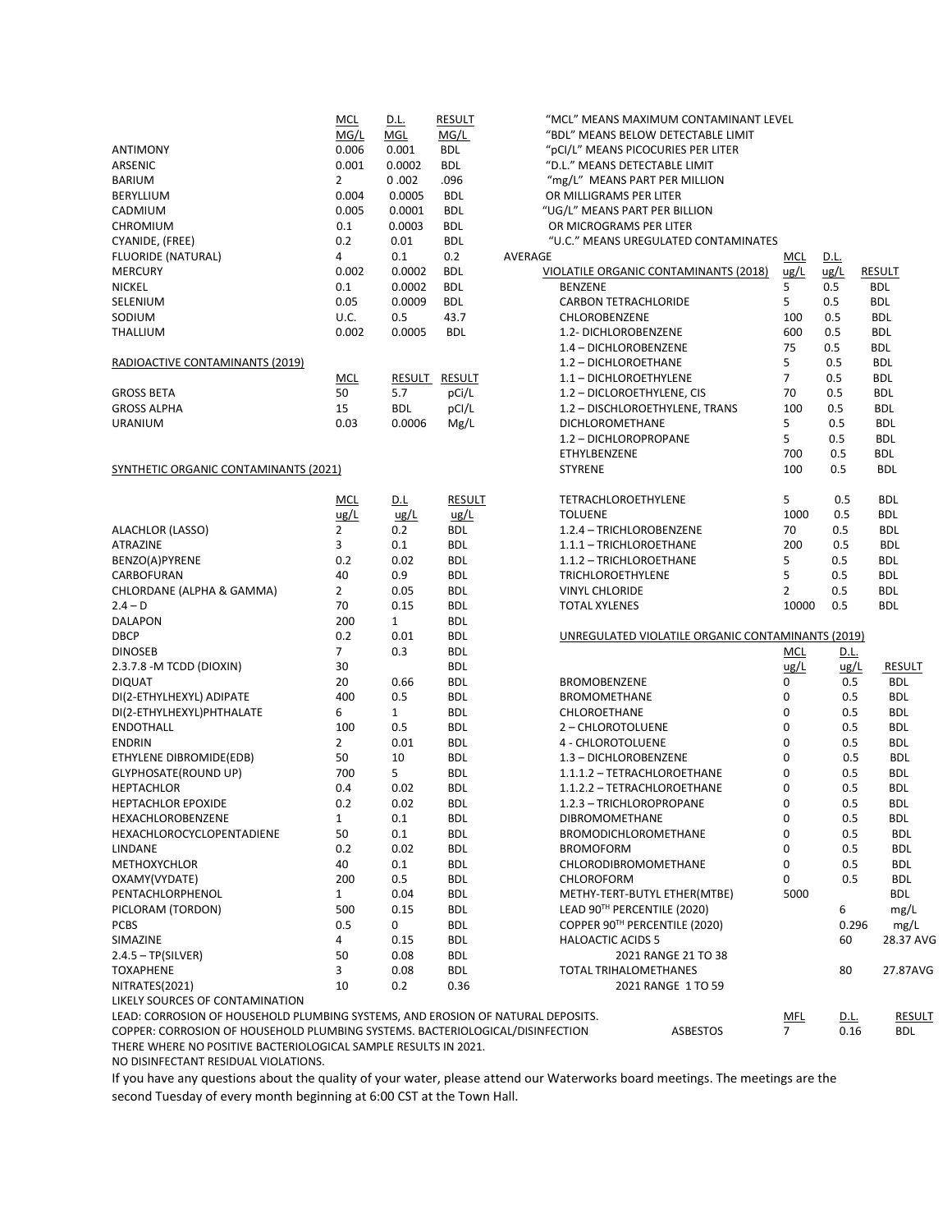| | MCL MG/L | D.L. MGL | RESULT MG/L |
|---|---|---|---|
| ANTIMONY | 0.006 | 0.001 | BDL |
| ARSENIC | 0.001 | 0.0002 | BDL |
| BARIUM | 2 | 0 .002 | .096 |
| BERYLLIUM | 0.004 | 0.0005 | BDL |
| CADMIUM | 0.005 | 0.0001 | BDL |
| CHROMIUM | 0.1 | 0.0003 | BDL |
| CYANIDE, (FREE) | 0.2 | 0.01 | BDL |
| FLUORIDE (NATURAL) | 4 | 0.1 | 0.2 AVERAGE |
| MERCURY | 0.002 | 0.0002 | BDL |
| NICKEL | 0.1 | 0.0002 | BDL |
| SELENIUM | 0.05 | 0.0009 | BDL |
| SODIUM | U.C. | 0.5 | 43.7 |
| THALLIUM | 0.002 | 0.0005 | BDL |

"MCL" MEANS MAXIMUM CONTAMINANT LEVEL
"BDL" MEANS BELOW DETECTABLE LIMIT
"pCI/L" MEANS PICOCURIES PER LITER
"D.L." MEANS DETECTABLE LIMIT
"mg/L" MEANS PART PER MILLION OR MILLIGRAMS PER LITER
"UG/L" MEANS PART PER BILLION OR MICROGRAMS PER LITER
"U.C." MEANS UREGULATED CONTAMINATES

RADIOACTIVE CONTAMINANTS (2019)

| | MCL | RESULT | RESULT |
|---|---|---|---|
| GROSS BETA | 50 | 5.7 | pCi/L |
| GROSS ALPHA | 15 | BDL | pCI/L |
| URANIUM | 0.03 | 0.0006 | Mg/L |

SYNTHETIC ORGANIC CONTAMINANTS (2021)

| | MCL ug/L | D.L ug/L | RESULT ug/L |
|---|---|---|---|
| ALACHLOR (LASSO) | 2 | 0.2 | BDL |
| ATRAZINE | 3 | 0.1 | BDL |
| BENZO(A)PYRENE | 0.2 | 0.02 | BDL |
| CARBOFURAN | 40 | 0.9 | BDL |
| CHLORDANE (ALPHA & GAMMA) | 2 | 0.05 | BDL |
| 2.4 – D | 70 | 0.15 | BDL |
| DALAPON | 200 | 1 | BDL |
| DBCP | 0.2 | 0.01 | BDL |
| DINOSEB | 7 | 0.3 | BDL |
| 2.3.7.8 -M TCDD (DIOXIN) | 30 | | BDL |
| DIQUAT | 20 | 0.66 | BDL |
| DI(2-ETHYLHEXYL) ADIPATE | 400 | 0.5 | BDL |
| DI(2-ETHYLHEXYL)PHTHALATE | 6 | 1 | BDL |
| ENDOTHALL | 100 | 0.5 | BDL |
| ENDRIN | 2 | 0.01 | BDL |
| ETHYLENE DIBROMIDE(EDB) | 50 | 10 | BDL |
| GLYPHOSATE(ROUND UP) | 700 | 5 | BDL |
| HEPTACHLOR | 0.4 | 0.02 | BDL |
| HEPTACHLOR EPOXIDE | 0.2 | 0.02 | BDL |
| HEXACHLOROBENZENE | 1 | 0.1 | BDL |
| HEXACHLOROCYCLOPENTADIENE | 50 | 0.1 | BDL |
| LINDANE | 0.2 | 0.02 | BDL |
| METHOXYCHLOR | 40 | 0.1 | BDL |
| OXAMY(VYDATE) | 200 | 0.5 | BDL |
| PENTACHLORPHENOL | 1 | 0.04 | BDL |
| PICLORAM (TORDON) | 500 | 0.15 | BDL |
| PCBS | 0.5 | 0 | BDL |
| SIMAZINE | 4 | 0.15 | BDL |
| 2.4.5 – TP(SILVER) | 50 | 0.08 | BDL |
| TOXAPHENE | 3 | 0.08 | BDL |
| NITRATES(2021) | 10 | 0.2 | 0.36 |

| VIOLATILE ORGANIC CONTAMINANTS (2018) | MCL ug/L | D.L. ug/L | RESULT |
|---|---|---|---|
| BENZENE | 5 | 0.5 | BDL |
| CARBON TETRACHLORIDE | 5 | 0.5 | BDL |
| CHLOROBENZENE | 100 | 0.5 | BDL |
| 1.2- DICHLOROBENZENE | 600 | 0.5 | BDL |
| 1.4 – DICHLOROBENZENE | 75 | 0.5 | BDL |
| 1.2 – DICHLOROETHANE | 5 | 0.5 | BDL |
| 1.1 – DICHLOROETHYLENE | 7 | 0.5 | BDL |
| 1.2 – DICLOROETHYLENE, CIS | 70 | 0.5 | BDL |
| 1.2 – DISCHLOROETHYLENE, TRANS | 100 | 0.5 | BDL |
| DICHLOROMETHANE | 5 | 0.5 | BDL |
| 1.2 – DICHLOROPROPANE | 5 | 0.5 | BDL |
| ETHYLBENZENE | 700 | 0.5 | BDL |
| STYRENE | 100 | 0.5 | BDL |
| TETRACHLOROETHYLENE | 5 | 0.5 | BDL |
| TOLUENE | 1000 | 0.5 | BDL |
| 1.2.4 – TRICHLOROBENZENE | 70 | 0.5 | BDL |
| 1.1.1 – TRICHLOROETHANE | 200 | 0.5 | BDL |
| 1.1.2 – TRICHLOROETHANE | 5 | 0.5 | BDL |
| TRICHLOROETHYLENE | 5 | 0.5 | BDL |
| VINYL CHLORIDE | 2 | 0.5 | BDL |
| TOTAL XYLENES | 10000 | 0.5 | BDL |

UNREGULATED VIOLATILE ORGANIC CONTAMINANTS (2019)

| | MCL ug/L | D.L. ug/L | RESULT |
|---|---|---|---|
| BROMOBENZENE | 0 | 0.5 | BDL |
| BROMOMETHANE | 0 | 0.5 | BDL |
| CHLOROETHANE | 0 | 0.5 | BDL |
| 2 – CHLOROTOLUENE | 0 | 0.5 | BDL |
| 4 - CHLOROTOLUENE | 0 | 0.5 | BDL |
| 1.3 – DICHLOROBENZENE | 0 | 0.5 | BDL |
| 1.1.1.2 – TETRACHLOROETHANE | 0 | 0.5 | BDL |
| 1.1.2.2 – TETRACHLOROETHANE | 0 | 0.5 | BDL |
| 1.2.3 – TRICHLOROPROPANE | 0 | 0.5 | BDL |
| DIBROMOMETHANE | 0 | 0.5 | BDL |
| BROMODICHLOROMETHANE | 0 | 0.5 | BDL |
| BROMOFORM | 0 | 0.5 | BDL |
| CHLORODIBROMOMETHANE | 0 | 0.5 | BDL |
| CHLOROFORM | 0 | 0.5 | BDL |
| METHY-TERT-BUTYL ETHER(MTBE) | 5000 | | BDL |
| LEAD 90TH PERCENTILE (2020) | | 6 | mg/L |
| COPPER 90TH PERCENTILE (2020) | | 0.296 | mg/L |
| HALOACTIC ACIDS 5 | | 60 | 28.37 AVG |
| 2021 RANGE 21 TO 38 | | | |
| TOTAL TRIHALOMETHANES | | 80 | 27.87AVG |
| 2021 RANGE 1 TO 59 | | | |

| | MFL | D.L. | RESULT |
|---|---|---|---|
| ASBESTOS | 7 | 0.16 | BDL |

LIKELY SOURCES OF CONTAMINATION
LEAD: CORROSION OF HOUSEHOLD PLUMBING SYSTEMS, AND EROSION OF NATURAL DEPOSITS.
COPPER: CORROSION OF HOUSEHOLD PLUMBING SYSTEMS. BACTERIOLOGICAL/DISINFECTION
THERE WHERE NO POSITIVE BACTERIOLOGICAL SAMPLE RESULTS IN 2021.
NO DISINFECTANT RESIDUAL VIOLATIONS.

If you have any questions about the quality of your water, please attend our Waterworks board meetings. The meetings are the second Tuesday of every month beginning at 6:00 CST at the Town Hall.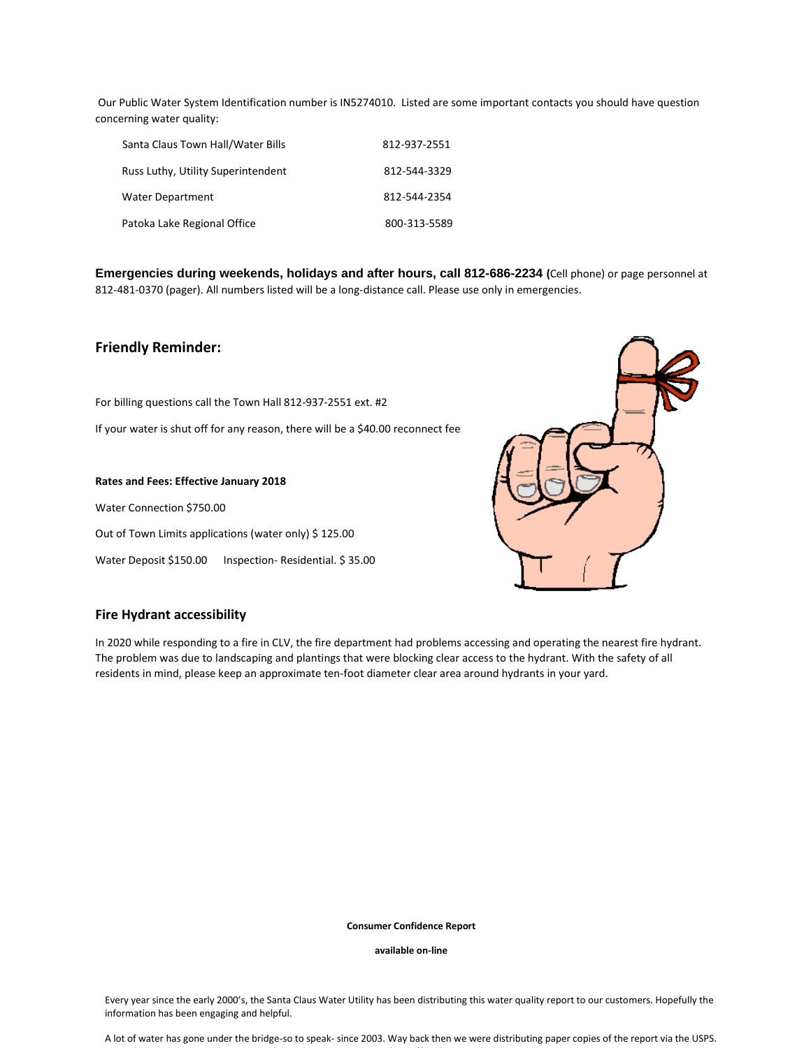Our Public Water System Identification number is IN5274010. Listed are some important contacts you should have question concerning water quality:

| | |
|---|---|
| Santa Claus Town Hall/Water Bills | 812-937-2551 |
| Russ Luthy, Utility Superintendent | 812-544-3329 |
| Water Department | 812-544-2354 |
| Patoka Lake Regional Office | 800-313-5589 |

**Emergencies during weekends, holidays and after hours, call 812-686-2234 (**Cell phone) or page personnel at 812-481-0370 (pager). All numbers listed will be a long-distance call. Please use only in emergencies.

## Friendly Reminder:

For billing questions call the Town Hall 812-937-2551 ext. #2

If your water is shut off for any reason, there will be a $40.00 reconnect fee

**Rates and Fees: Effective January 2018**

Water Connection $750.00

Out of Town Limits applications (water only) $ 125.00

Water Deposit $150.00 Inspection- Residential. $ 35.00

## Fire Hydrant accessibility

In 2020 while responding to a fire in CLV, the fire department had problems accessing and operating the nearest fire hydrant. The problem was due to landscaping and plantings that were blocking clear access to the hydrant. With the safety of all residents in mind, please keep an approximate ten-foot diameter clear area around hydrants in your yard.

**Consumer Confidence Report**

**available on-line**

Every year since the early 2000's, the Santa Claus Water Utility has been distributing this water quality report to our customers. Hopefully the information has been engaging and helpful.

A lot of water has gone under the bridge-so to speak- since 2003. Way back then we were distributing paper copies of the report via the USPS.